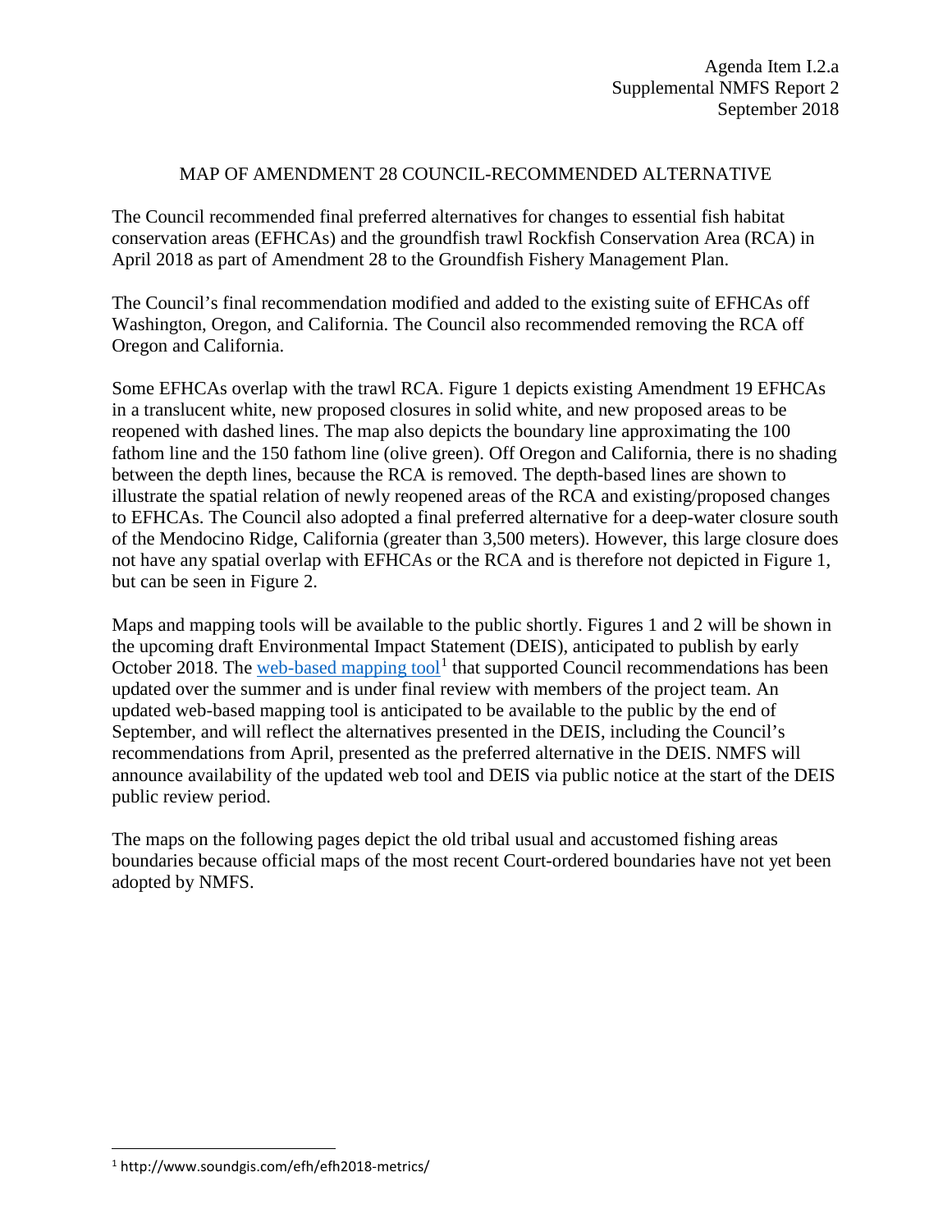Agenda Item I.2.a
Supplemental NMFS Report 2
September 2018

# MAP OF AMENDMENT 28 COUNCIL-RECOMMENDED ALTERNATIVE

The Council recommended final preferred alternatives for changes to essential fish habitat conservation areas (EFHCAs) and the groundfish trawl Rockfish Conservation Area (RCA) in April 2018 as part of Amendment 28 to the Groundfish Fishery Management Plan.

The Council's final recommendation modified and added to the existing suite of EFHCAs off Washington, Oregon, and California. The Council also recommended removing the RCA off Oregon and California.

Some EFHCAs overlap with the trawl RCA. Figure 1 depicts existing Amendment 19 EFHCAs in a translucent white, new proposed closures in solid white, and new proposed areas to be reopened with dashed lines. The map also depicts the boundary line approximating the 100 fathom line and the 150 fathom line (olive green). Off Oregon and California, there is no shading between the depth lines, because the RCA is removed. The depth-based lines are shown to illustrate the spatial relation of newly reopened areas of the RCA and existing/proposed changes to EFHCAs. The Council also adopted a final preferred alternative for a deep-water closure south of the Mendocino Ridge, California (greater than 3,500 meters). However, this large closure does not have any spatial overlap with EFHCAs or the RCA and is therefore not depicted in Figure 1, but can be seen in Figure 2.

Maps and mapping tools will be available to the public shortly. Figures 1 and 2 will be shown in the upcoming draft Environmental Impact Statement (DEIS), anticipated to publish by early October 2018. The web-based mapping tool[1] that supported Council recommendations has been updated over the summer and is under final review with members of the project team. An updated web-based mapping tool is anticipated to be available to the public by the end of September, and will reflect the alternatives presented in the DEIS, including the Council's recommendations from April, presented as the preferred alternative in the DEIS. NMFS will announce availability of the updated web tool and DEIS via public notice at the start of the DEIS public review period.

The maps on the following pages depict the old tribal usual and accustomed fishing areas boundaries because official maps of the most recent Court-ordered boundaries have not yet been adopted by NMFS.

---

[1] http://www.soundgis.com/efh/efh2018-metrics/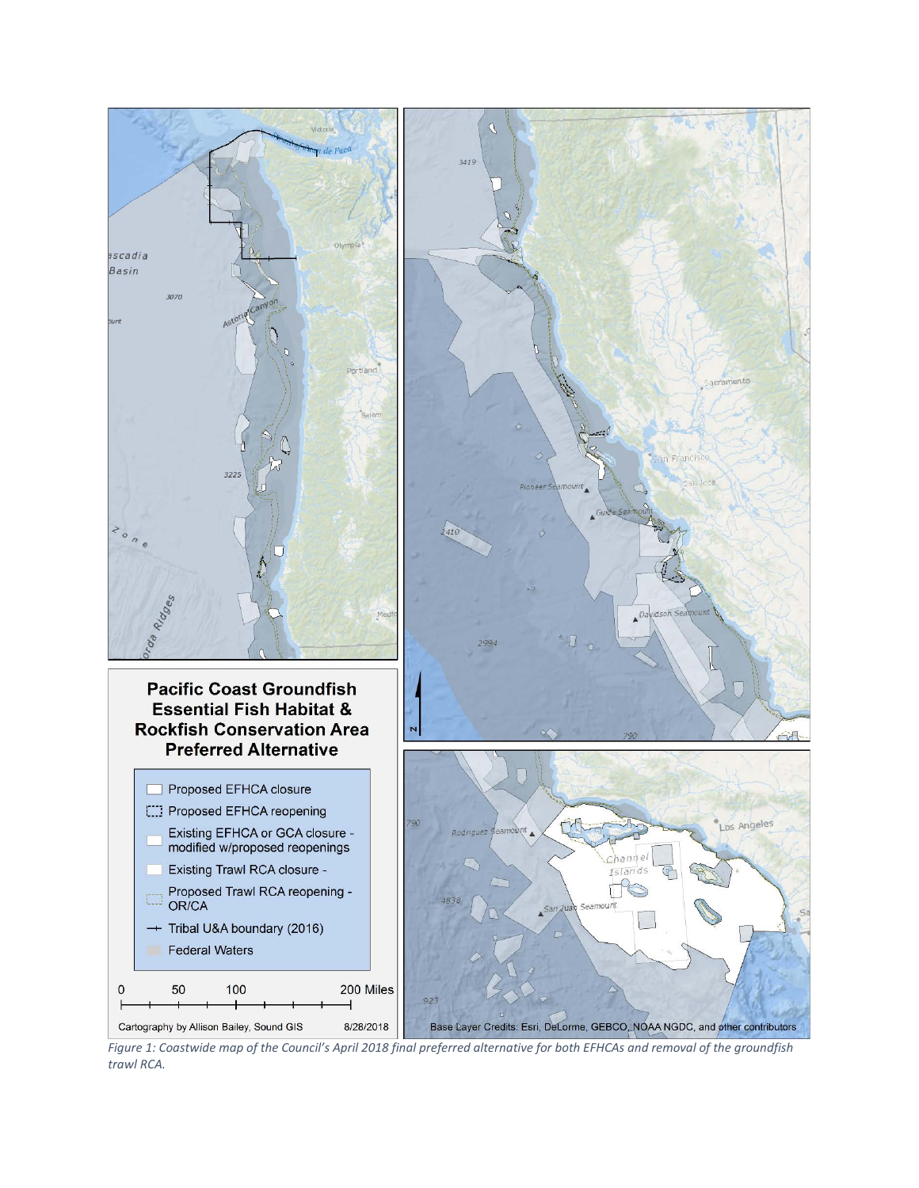*Figure 1: Coastwide map of the Council's April 2018 final preferred alternative for both EFHCAs and removal of the groundfish trawl RCA.*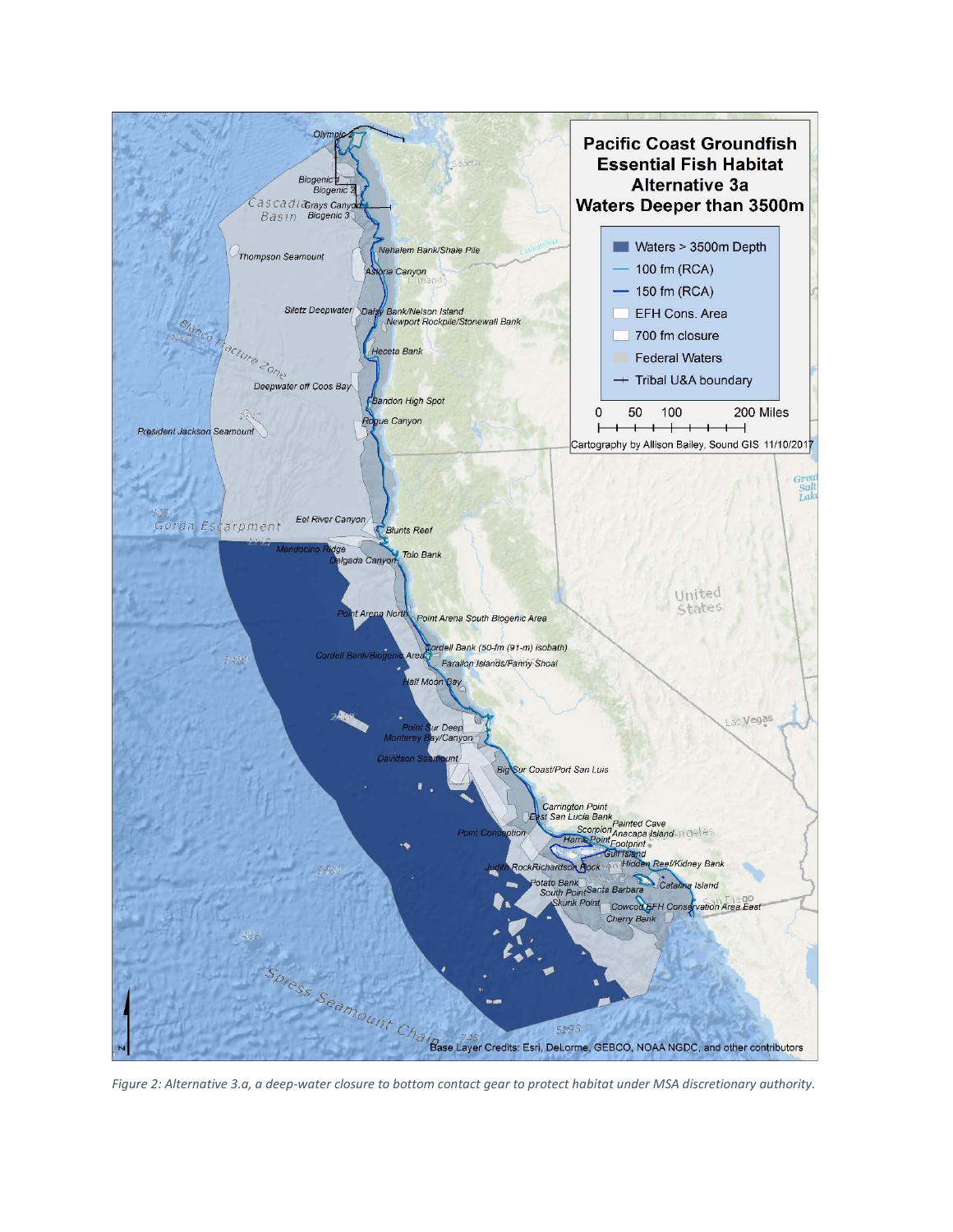**Pacific Coast Groundfish Essential Fish Habitat Alternative 3a Waters Deeper than 3500m**

Waters > 3500m Depth

100 fm (RCA)

150 fm (RCA)

EFH Cons. Area

700 fm closure

Federal Waters

Tribal U&A boundary

0 50 100 200 Miles

Cartography by Allison Bailey, Sound GIS 11/10/2017

Base Layer Credits: Esri, DeLorme, GEBCO, NOAA NGDC, and other contributors

*Figure 2: Alternative 3.a, a deep-water closure to bottom contact gear to protect habitat under MSA discretionary authority.*